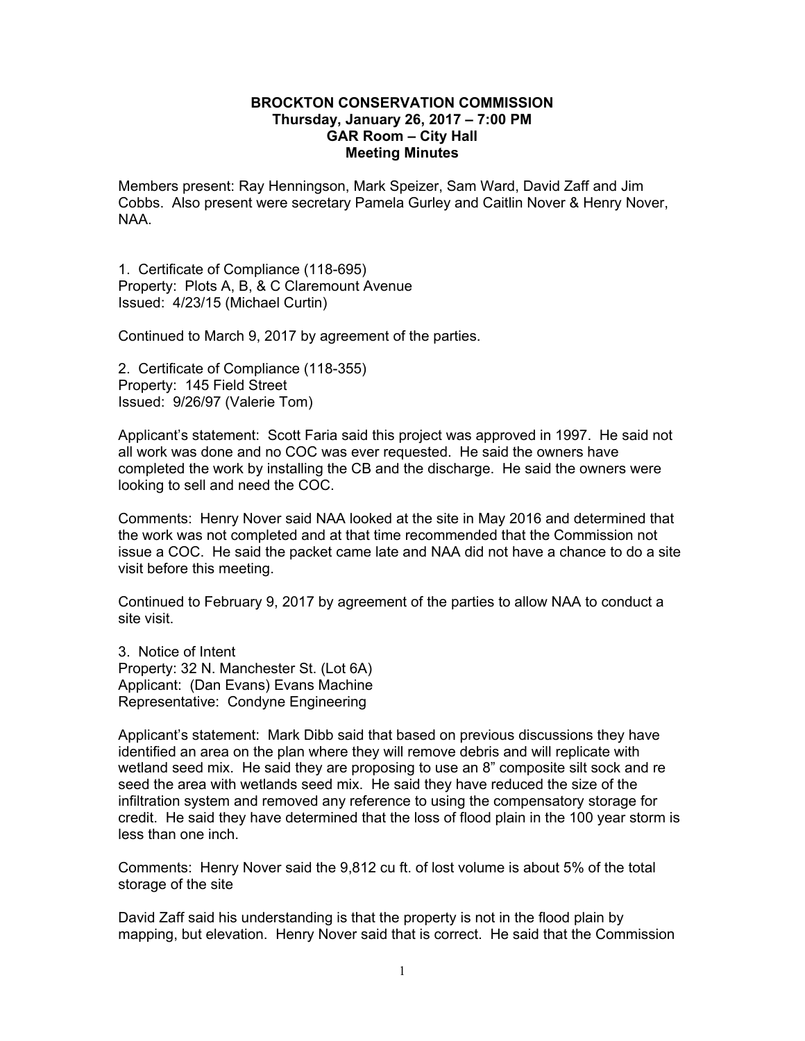**BROCKTON CONSERVATION COMMISSION**
**Thursday, January 26, 2017 – 7:00 PM**
**GAR Room – City Hall**
**Meeting Minutes**

Members present: Ray Henningson, Mark Speizer, Sam Ward, David Zaff and Jim Cobbs. Also present were secretary Pamela Gurley and Caitlin Nover & Henry Nover, NAA.

1. Certificate of Compliance (118-695)
Property: Plots A, B, & C Claremount Avenue
Issued: 4/23/15 (Michael Curtin)

Continued to March 9, 2017 by agreement of the parties.

2. Certificate of Compliance (118-355)
Property: 145 Field Street
Issued: 9/26/97 (Valerie Tom)

Applicant's statement: Scott Faria said this project was approved in 1997. He said not all work was done and no COC was ever requested. He said the owners have completed the work by installing the CB and the discharge. He said the owners were looking to sell and need the COC.

Comments: Henry Nover said NAA looked at the site in May 2016 and determined that the work was not completed and at that time recommended that the Commission not issue a COC. He said the packet came late and NAA did not have a chance to do a site visit before this meeting.

Continued to February 9, 2017 by agreement of the parties to allow NAA to conduct a site visit.

3. Notice of Intent
Property: 32 N. Manchester St. (Lot 6A)
Applicant: (Dan Evans) Evans Machine
Representative: Condyne Engineering

Applicant's statement: Mark Dibb said that based on previous discussions they have identified an area on the plan where they will remove debris and will replicate with wetland seed mix. He said they are proposing to use an 8" composite silt sock and re seed the area with wetlands seed mix. He said they have reduced the size of the infiltration system and removed any reference to using the compensatory storage for credit. He said they have determined that the loss of flood plain in the 100 year storm is less than one inch.

Comments: Henry Nover said the 9,812 cu ft. of lost volume is about 5% of the total storage of the site

David Zaff said his understanding is that the property is not in the flood plain by mapping, but elevation. Henry Nover said that is correct. He said that the Commission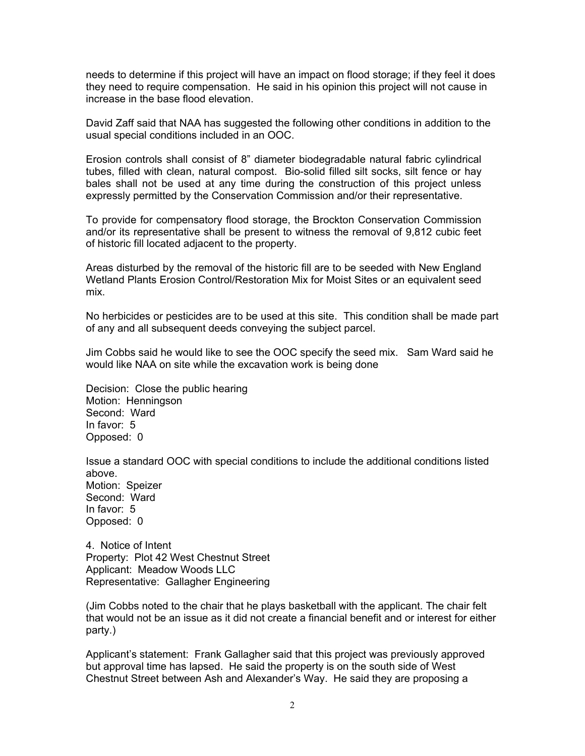needs to determine if this project will have an impact on flood storage; if they feel it does they need to require compensation. He said in his opinion this project will not cause in increase in the base flood elevation.

David Zaff said that NAA has suggested the following other conditions in addition to the usual special conditions included in an OOC.

Erosion controls shall consist of 8" diameter biodegradable natural fabric cylindrical tubes, filled with clean, natural compost. Bio-solid filled silt socks, silt fence or hay bales shall not be used at any time during the construction of this project unless expressly permitted by the Conservation Commission and/or their representative.

To provide for compensatory flood storage, the Brockton Conservation Commission and/or its representative shall be present to witness the removal of 9,812 cubic feet of historic fill located adjacent to the property.

Areas disturbed by the removal of the historic fill are to be seeded with New England Wetland Plants Erosion Control/Restoration Mix for Moist Sites or an equivalent seed mix.

No herbicides or pesticides are to be used at this site. This condition shall be made part of any and all subsequent deeds conveying the subject parcel.

Jim Cobbs said he would like to see the OOC specify the seed mix. Sam Ward said he would like NAA on site while the excavation work is being done

Decision: Close the public hearing  
Motion: Henningson  
Second: Ward  
In favor: 5  
Opposed: 0

Issue a standard OOC with special conditions to include the additional conditions listed above.  
Motion: Speizer  
Second: Ward  
In favor: 5  
Opposed: 0

4. Notice of Intent  
Property: Plot 42 West Chestnut Street  
Applicant: Meadow Woods LLC  
Representative: Gallagher Engineering

(Jim Cobbs noted to the chair that he plays basketball with the applicant. The chair felt that would not be an issue as it did not create a financial benefit and or interest for either party.)

Applicant's statement: Frank Gallagher said that this project was previously approved but approval time has lapsed. He said the property is on the south side of West Chestnut Street between Ash and Alexander's Way. He said they are proposing a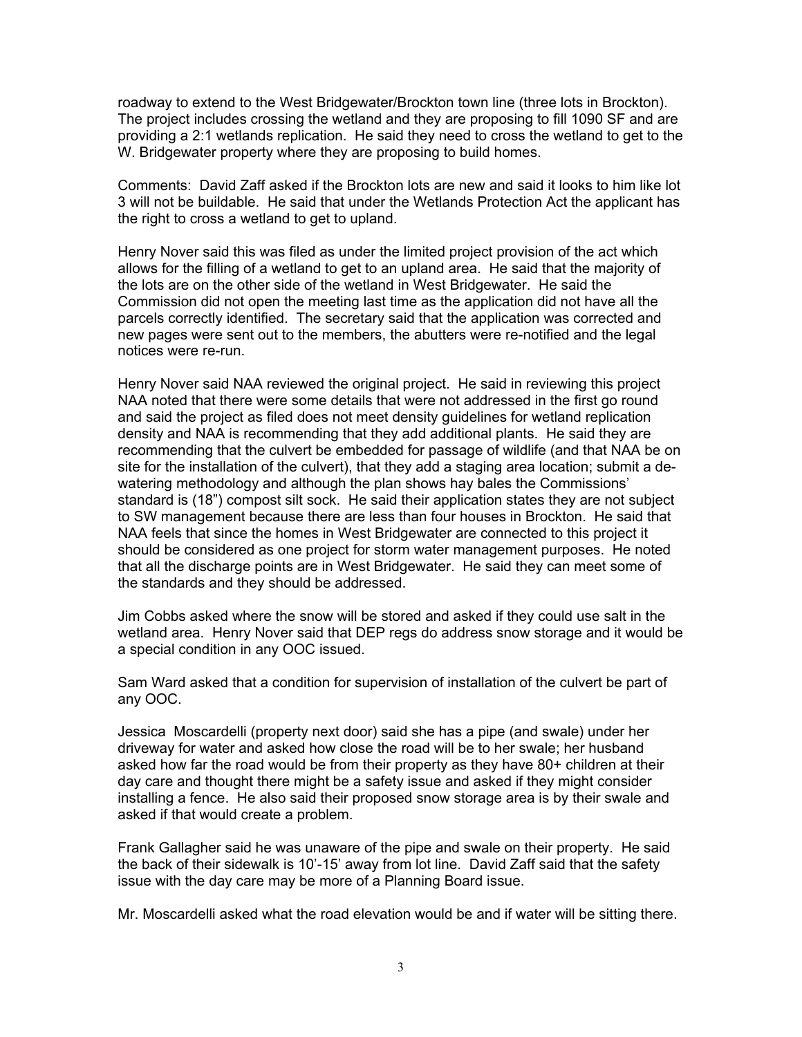roadway to extend to the West Bridgewater/Brockton town line (three lots in Brockton). The project includes crossing the wetland and they are proposing to fill 1090 SF and are providing a 2:1 wetlands replication. He said they need to cross the wetland to get to the W. Bridgewater property where they are proposing to build homes.

Comments: David Zaff asked if the Brockton lots are new and said it looks to him like lot 3 will not be buildable. He said that under the Wetlands Protection Act the applicant has the right to cross a wetland to get to upland.

Henry Nover said this was filed as under the limited project provision of the act which allows for the filling of a wetland to get to an upland area. He said that the majority of the lots are on the other side of the wetland in West Bridgewater. He said the Commission did not open the meeting last time as the application did not have all the parcels correctly identified. The secretary said that the application was corrected and new pages were sent out to the members, the abutters were re-notified and the legal notices were re-run.

Henry Nover said NAA reviewed the original project. He said in reviewing this project NAA noted that there were some details that were not addressed in the first go round and said the project as filed does not meet density guidelines for wetland replication density and NAA is recommending that they add additional plants. He said they are recommending that the culvert be embedded for passage of wildlife (and that NAA be on site for the installation of the culvert), that they add a staging area location; submit a de-watering methodology and although the plan shows hay bales the Commissions' standard is (18") compost silt sock. He said their application states they are not subject to SW management because there are less than four houses in Brockton. He said that NAA feels that since the homes in West Bridgewater are connected to this project it should be considered as one project for storm water management purposes. He noted that all the discharge points are in West Bridgewater. He said they can meet some of the standards and they should be addressed.

Jim Cobbs asked where the snow will be stored and asked if they could use salt in the wetland area. Henry Nover said that DEP regs do address snow storage and it would be a special condition in any OOC issued.

Sam Ward asked that a condition for supervision of installation of the culvert be part of any OOC.

Jessica Moscardelli (property next door) said she has a pipe (and swale) under her driveway for water and asked how close the road will be to her swale; her husband asked how far the road would be from their property as they have 80+ children at their day care and thought there might be a safety issue and asked if they might consider installing a fence. He also said their proposed snow storage area is by their swale and asked if that would create a problem.

Frank Gallagher said he was unaware of the pipe and swale on their property. He said the back of their sidewalk is 10'-15' away from lot line. David Zaff said that the safety issue with the day care may be more of a Planning Board issue.

Mr. Moscardelli asked what the road elevation would be and if water will be sitting there.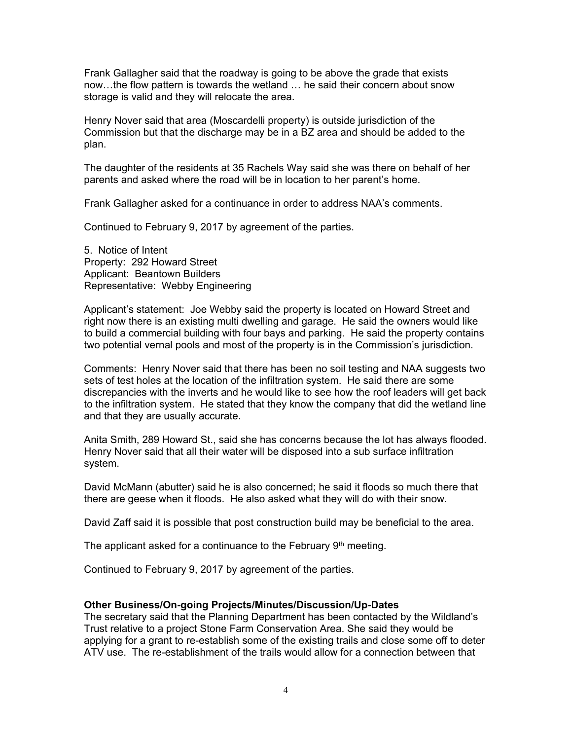Frank Gallagher said that the roadway is going to be above the grade that exists now…the flow pattern is towards the wetland … he said their concern about snow storage is valid and they will relocate the area.

Henry Nover said that area (Moscardelli property) is outside jurisdiction of the Commission but that the discharge may be in a BZ area and should be added to the plan.

The daughter of the residents at 35 Rachels Way said she was there on behalf of her parents and asked where the road will be in location to her parent's home.

Frank Gallagher asked for a continuance in order to address NAA's comments.

Continued to February 9, 2017 by agreement of the parties.

5. Notice of Intent
Property: 292 Howard Street
Applicant: Beantown Builders
Representative: Webby Engineering

Applicant's statement: Joe Webby said the property is located on Howard Street and right now there is an existing multi dwelling and garage. He said the owners would like to build a commercial building with four bays and parking. He said the property contains two potential vernal pools and most of the property is in the Commission's jurisdiction.

Comments: Henry Nover said that there has been no soil testing and NAA suggests two sets of test holes at the location of the infiltration system. He said there are some discrepancies with the inverts and he would like to see how the roof leaders will get back to the infiltration system. He stated that they know the company that did the wetland line and that they are usually accurate.

Anita Smith, 289 Howard St., said she has concerns because the lot has always flooded. Henry Nover said that all their water will be disposed into a sub surface infiltration system.

David McMann (abutter) said he is also concerned; he said it floods so much there that there are geese when it floods. He also asked what they will do with their snow.

David Zaff said it is possible that post construction build may be beneficial to the area.

The applicant asked for a continuance to the February 9th meeting.

Continued to February 9, 2017 by agreement of the parties.

**Other Business/On-going Projects/Minutes/Discussion/Up-Dates**

The secretary said that the Planning Department has been contacted by the Wildland's Trust relative to a project Stone Farm Conservation Area. She said they would be applying for a grant to re-establish some of the existing trails and close some off to deter ATV use. The re-establishment of the trails would allow for a connection between that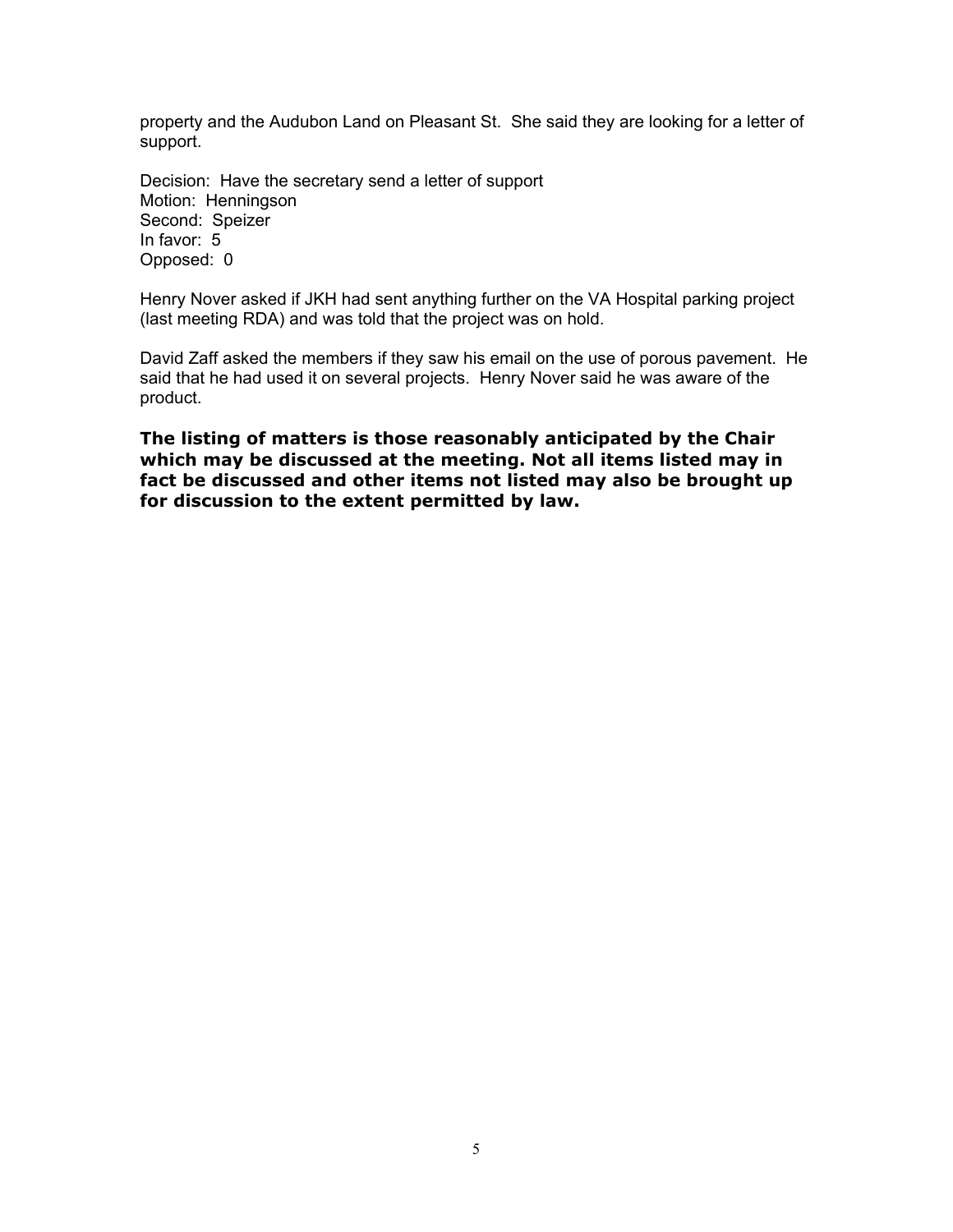property and the Audubon Land on Pleasant St. She said they are looking for a letter of support.

Decision: Have the secretary send a letter of support
Motion: Henningson
Second: Speizer
In favor: 5
Opposed: 0

Henry Nover asked if JKH had sent anything further on the VA Hospital parking project (last meeting RDA) and was told that the project was on hold.

David Zaff asked the members if they saw his email on the use of porous pavement. He said that he had used it on several projects. Henry Nover said he was aware of the product.

**The listing of matters is those reasonably anticipated by the Chair which may be discussed at the meeting. Not all items listed may in fact be discussed and other items not listed may also be brought up for discussion to the extent permitted by law.**